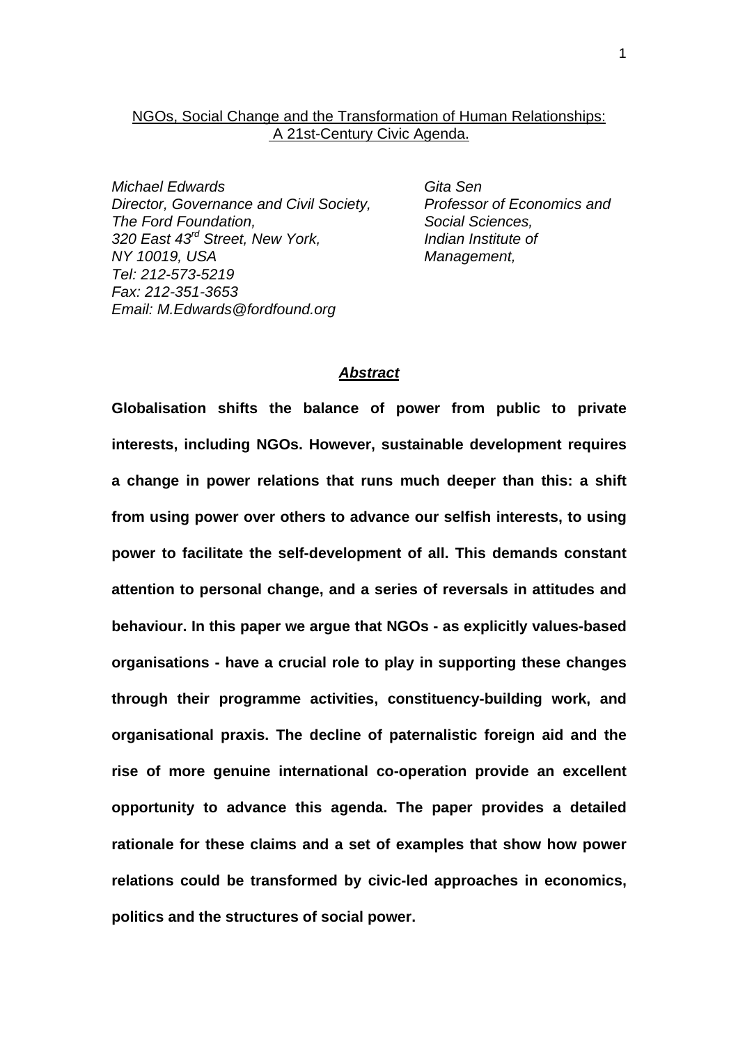# NGOs, Social Change and the Transformation of Human Relationships: A 21st-Century Civic Agenda.

*Michael Edwards*
*Director, Governance and Civil Society,*
*The Ford Foundation,*
*320 East 43rd Street, New York,*
*NY 10019, USA*
*Tel: 212-573-5219*
*Fax: 212-351-3653*
*Email: M.Edwards@fordfound.org*

*Gita Sen*
*Professor of Economics and Social Sciences,*
*Indian Institute of Management,*

## ***Abstract***

**Globalisation shifts the balance of power from public to private interests, including NGOs. However, sustainable development requires a change in power relations that runs much deeper than this: a shift from using power over others to advance our selfish interests, to using power to facilitate the self-development of all. This demands constant attention to personal change, and a series of reversals in attitudes and behaviour. In this paper we argue that NGOs - as explicitly values-based organisations - have a crucial role to play in supporting these changes through their programme activities, constituency-building work, and organisational praxis. The decline of paternalistic foreign aid and the rise of more genuine international co-operation provide an excellent opportunity to advance this agenda. The paper provides a detailed rationale for these claims and a set of examples that show how power relations could be transformed by civic-led approaches in economics, politics and the structures of social power.**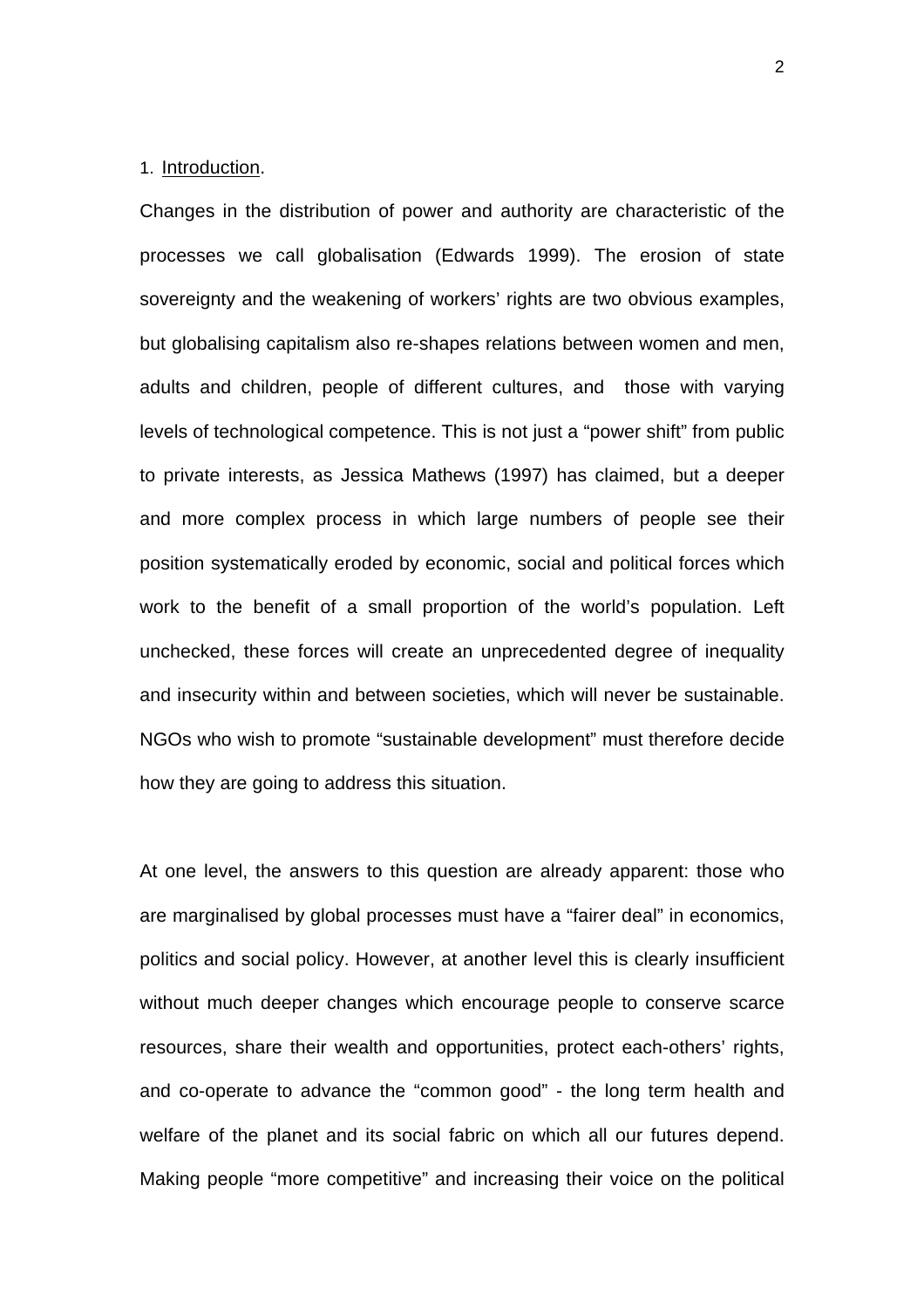## 1. Introduction.

Changes in the distribution of power and authority are characteristic of the processes we call globalisation (Edwards 1999). The erosion of state sovereignty and the weakening of workers' rights are two obvious examples, but globalising capitalism also re-shapes relations between women and men, adults and children, people of different cultures, and those with varying levels of technological competence. This is not just a "power shift" from public to private interests, as Jessica Mathews (1997) has claimed, but a deeper and more complex process in which large numbers of people see their position systematically eroded by economic, social and political forces which work to the benefit of a small proportion of the world's population. Left unchecked, these forces will create an unprecedented degree of inequality and insecurity within and between societies, which will never be sustainable. NGOs who wish to promote "sustainable development" must therefore decide how they are going to address this situation.

At one level, the answers to this question are already apparent: those who are marginalised by global processes must have a "fairer deal" in economics, politics and social policy. However, at another level this is clearly insufficient without much deeper changes which encourage people to conserve scarce resources, share their wealth and opportunities, protect each-others' rights, and co-operate to advance the "common good" - the long term health and welfare of the planet and its social fabric on which all our futures depend. Making people "more competitive" and increasing their voice on the political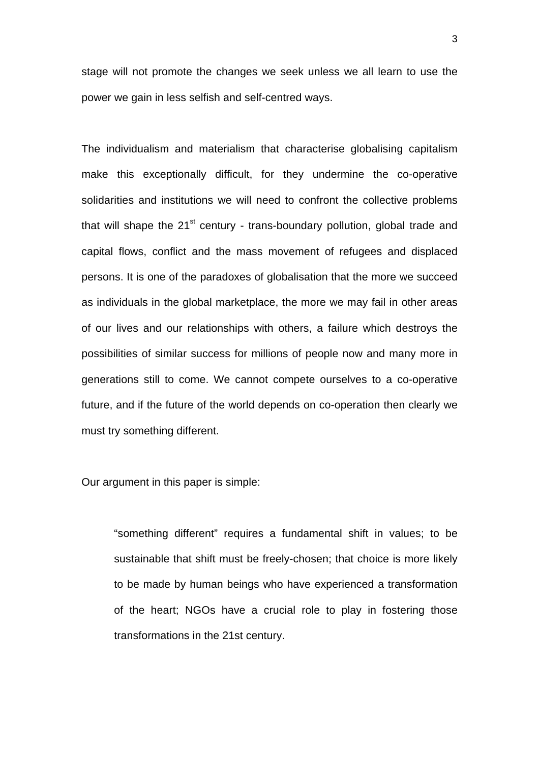stage will not promote the changes we seek unless we all learn to use the power we gain in less selfish and self-centred ways.

The individualism and materialism that characterise globalising capitalism make this exceptionally difficult, for they undermine the co-operative solidarities and institutions we will need to confront the collective problems that will shape the 21st century - trans-boundary pollution, global trade and capital flows, conflict and the mass movement of refugees and displaced persons. It is one of the paradoxes of globalisation that the more we succeed as individuals in the global marketplace, the more we may fail in other areas of our lives and our relationships with others, a failure which destroys the possibilities of similar success for millions of people now and many more in generations still to come. We cannot compete ourselves to a co-operative future, and if the future of the world depends on co-operation then clearly we must try something different.

Our argument in this paper is simple:

> "something different" requires a fundamental shift in values; to be sustainable that shift must be freely-chosen; that choice is more likely to be made by human beings who have experienced a transformation of the heart; NGOs have a crucial role to play in fostering those transformations in the 21st century.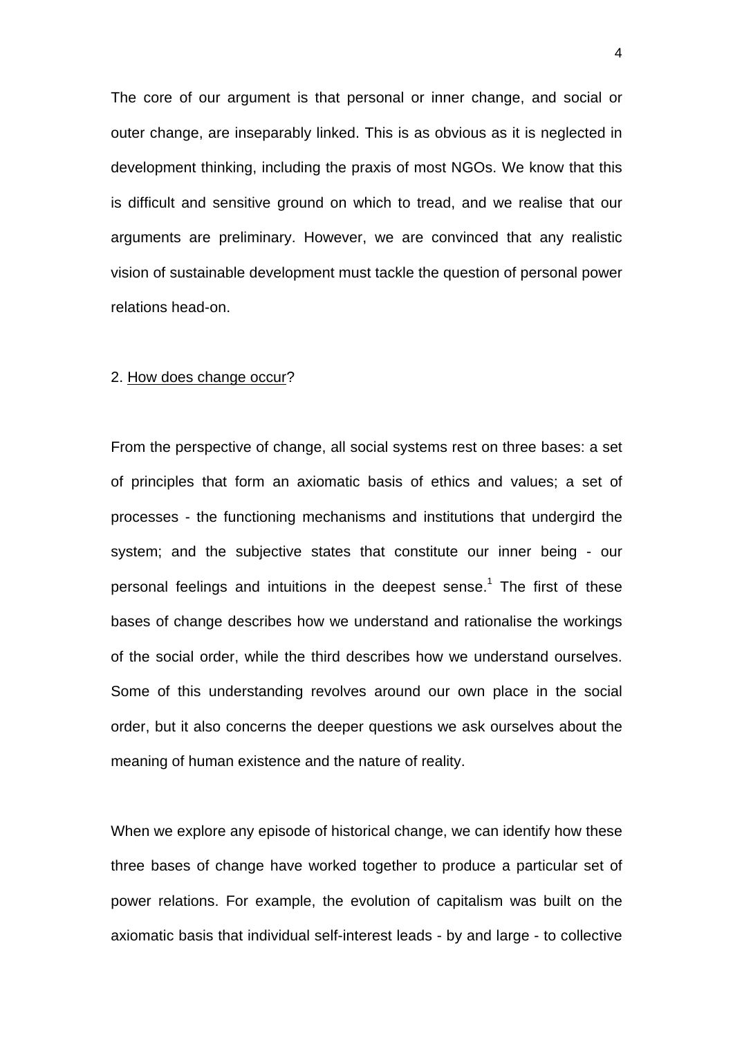The core of our argument is that personal or inner change, and social or outer change, are inseparably linked. This is as obvious as it is neglected in development thinking, including the praxis of most NGOs. We know that this is difficult and sensitive ground on which to tread, and we realise that our arguments are preliminary. However, we are convinced that any realistic vision of sustainable development must tackle the question of personal power relations head-on.

## 2. How does change occur?

From the perspective of change, all social systems rest on three bases: a set of principles that form an axiomatic basis of ethics and values; a set of processes - the functioning mechanisms and institutions that undergird the system; and the subjective states that constitute our inner being - our personal feelings and intuitions in the deepest sense.[1] The first of these bases of change describes how we understand and rationalise the workings of the social order, while the third describes how we understand ourselves. Some of this understanding revolves around our own place in the social order, but it also concerns the deeper questions we ask ourselves about the meaning of human existence and the nature of reality.

When we explore any episode of historical change, we can identify how these three bases of change have worked together to produce a particular set of power relations. For example, the evolution of capitalism was built on the axiomatic basis that individual self-interest leads - by and large - to collective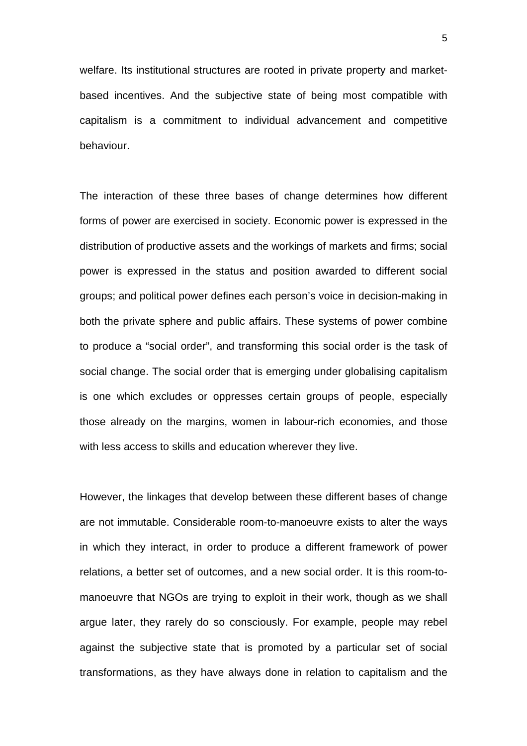welfare. Its institutional structures are rooted in private property and market-based incentives. And the subjective state of being most compatible with capitalism is a commitment to individual advancement and competitive behaviour.

The interaction of these three bases of change determines how different forms of power are exercised in society. Economic power is expressed in the distribution of productive assets and the workings of markets and firms; social power is expressed in the status and position awarded to different social groups; and political power defines each person's voice in decision-making in both the private sphere and public affairs. These systems of power combine to produce a "social order", and transforming this social order is the task of social change. The social order that is emerging under globalising capitalism is one which excludes or oppresses certain groups of people, especially those already on the margins, women in labour-rich economies, and those with less access to skills and education wherever they live.

However, the linkages that develop between these different bases of change are not immutable. Considerable room-to-manoeuvre exists to alter the ways in which they interact, in order to produce a different framework of power relations, a better set of outcomes, and a new social order. It is this room-to-manoeuvre that NGOs are trying to exploit in their work, though as we shall argue later, they rarely do so consciously. For example, people may rebel against the subjective state that is promoted by a particular set of social transformations, as they have always done in relation to capitalism and the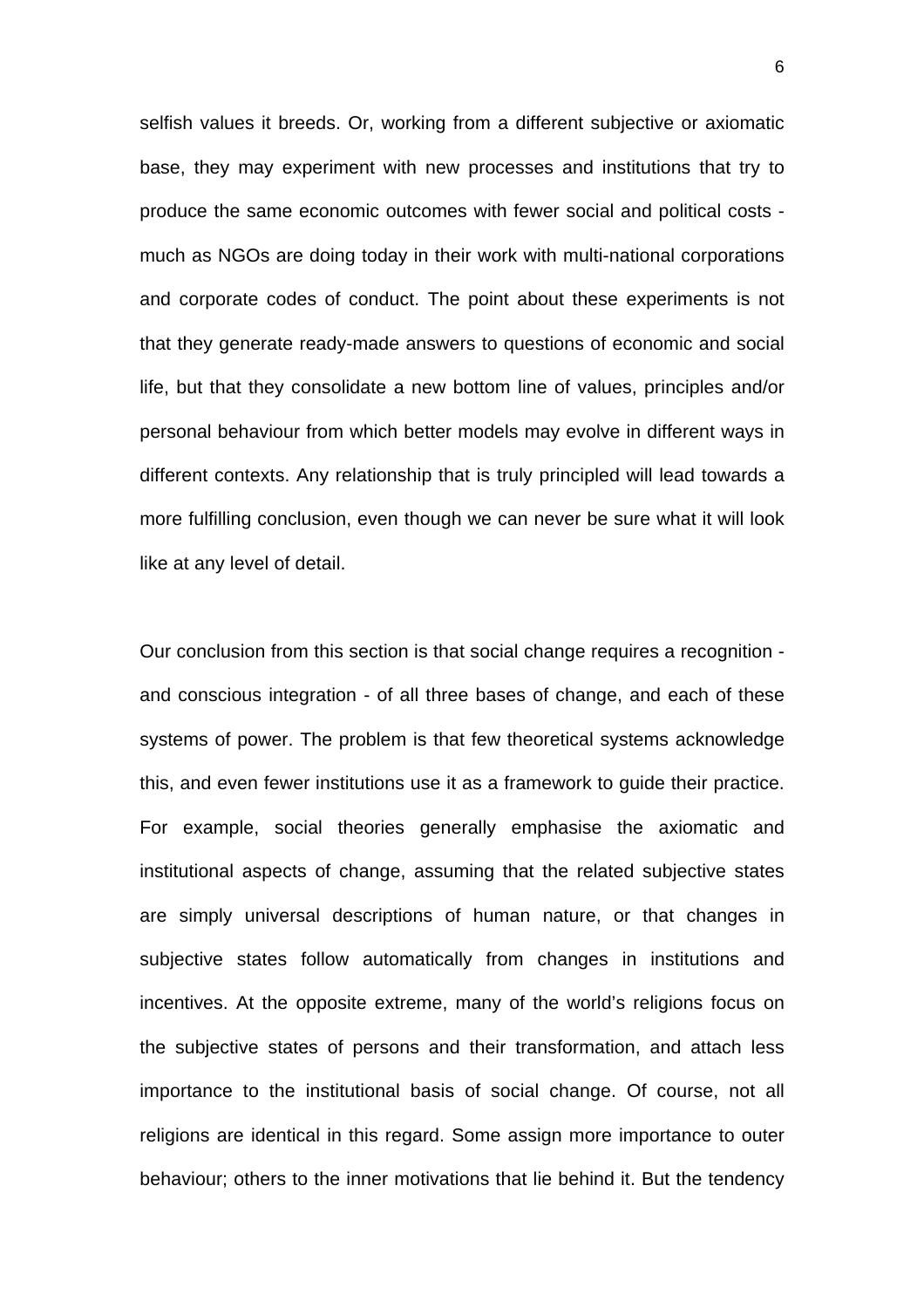selfish values it breeds. Or, working from a different subjective or axiomatic base, they may experiment with new processes and institutions that try to produce the same economic outcomes with fewer social and political costs - much as NGOs are doing today in their work with multi-national corporations and corporate codes of conduct. The point about these experiments is not that they generate ready-made answers to questions of economic and social life, but that they consolidate a new bottom line of values, principles and/or personal behaviour from which better models may evolve in different ways in different contexts. Any relationship that is truly principled will lead towards a more fulfilling conclusion, even though we can never be sure what it will look like at any level of detail.

Our conclusion from this section is that social change requires a recognition - and conscious integration - of all three bases of change, and each of these systems of power. The problem is that few theoretical systems acknowledge this, and even fewer institutions use it as a framework to guide their practice. For example, social theories generally emphasise the axiomatic and institutional aspects of change, assuming that the related subjective states are simply universal descriptions of human nature, or that changes in subjective states follow automatically from changes in institutions and incentives. At the opposite extreme, many of the world's religions focus on the subjective states of persons and their transformation, and attach less importance to the institutional basis of social change. Of course, not all religions are identical in this regard. Some assign more importance to outer behaviour; others to the inner motivations that lie behind it. But the tendency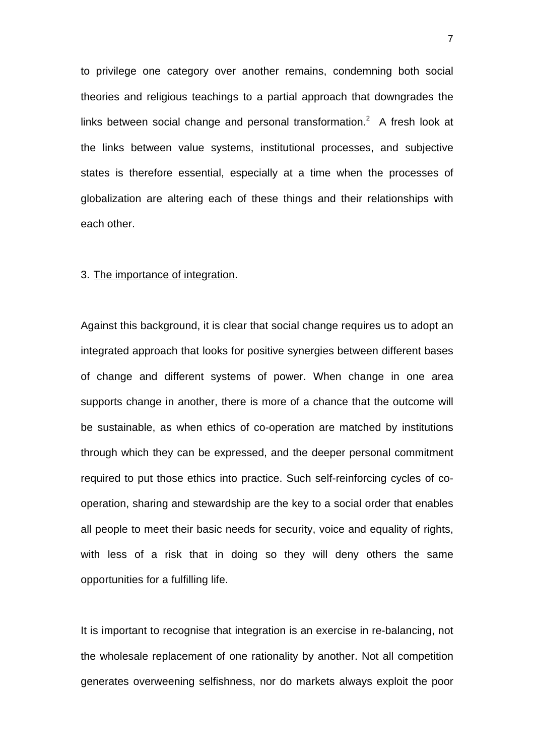to privilege one category over another remains, condemning both social theories and religious teachings to a partial approach that downgrades the links between social change and personal transformation.[2] A fresh look at the links between value systems, institutional processes, and subjective states is therefore essential, especially at a time when the processes of globalization are altering each of these things and their relationships with each other.

## 3. The importance of integration.

Against this background, it is clear that social change requires us to adopt an integrated approach that looks for positive synergies between different bases of change and different systems of power. When change in one area supports change in another, there is more of a chance that the outcome will be sustainable, as when ethics of co-operation are matched by institutions through which they can be expressed, and the deeper personal commitment required to put those ethics into practice. Such self-reinforcing cycles of co-operation, sharing and stewardship are the key to a social order that enables all people to meet their basic needs for security, voice and equality of rights, with less of a risk that in doing so they will deny others the same opportunities for a fulfilling life.

It is important to recognise that integration is an exercise in re-balancing, not the wholesale replacement of one rationality by another. Not all competition generates overweening selfishness, nor do markets always exploit the poor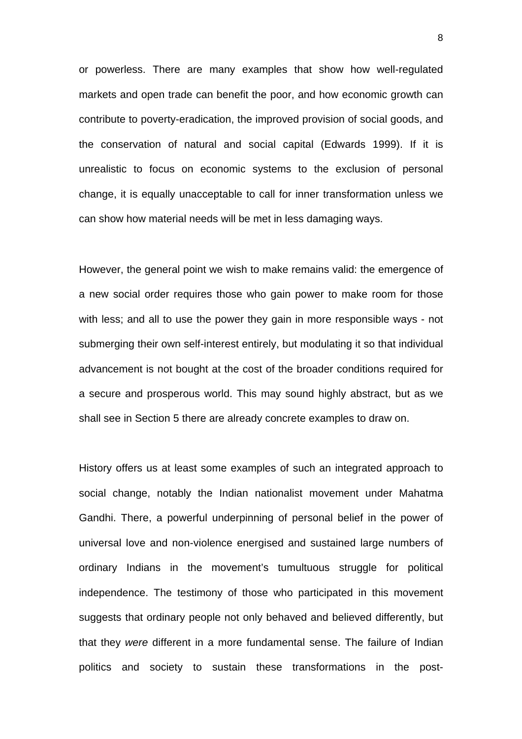or powerless. There are many examples that show how well-regulated markets and open trade can benefit the poor, and how economic growth can contribute to poverty-eradication, the improved provision of social goods, and the conservation of natural and social capital (Edwards 1999). If it is unrealistic to focus on economic systems to the exclusion of personal change, it is equally unacceptable to call for inner transformation unless we can show how material needs will be met in less damaging ways.

However, the general point we wish to make remains valid: the emergence of a new social order requires those who gain power to make room for those with less; and all to use the power they gain in more responsible ways - not submerging their own self-interest entirely, but modulating it so that individual advancement is not bought at the cost of the broader conditions required for a secure and prosperous world. This may sound highly abstract, but as we shall see in Section 5 there are already concrete examples to draw on.

History offers us at least some examples of such an integrated approach to social change, notably the Indian nationalist movement under Mahatma Gandhi. There, a powerful underpinning of personal belief in the power of universal love and non-violence energised and sustained large numbers of ordinary Indians in the movement's tumultuous struggle for political independence. The testimony of those who participated in this movement suggests that ordinary people not only behaved and believed differently, but that they *were* different in a more fundamental sense. The failure of Indian politics and society to sustain these transformations in the post-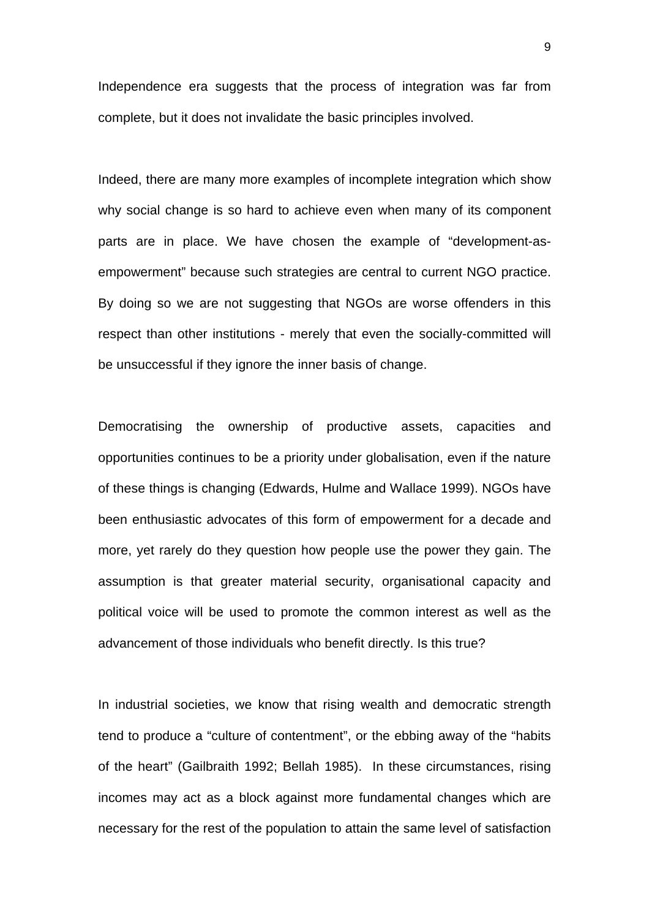Independence era suggests that the process of integration was far from complete, but it does not invalidate the basic principles involved.

Indeed, there are many more examples of incomplete integration which show why social change is so hard to achieve even when many of its component parts are in place. We have chosen the example of "development-as-empowerment" because such strategies are central to current NGO practice. By doing so we are not suggesting that NGOs are worse offenders in this respect than other institutions - merely that even the socially-committed will be unsuccessful if they ignore the inner basis of change.

Democratising the ownership of productive assets, capacities and opportunities continues to be a priority under globalisation, even if the nature of these things is changing (Edwards, Hulme and Wallace 1999). NGOs have been enthusiastic advocates of this form of empowerment for a decade and more, yet rarely do they question how people use the power they gain. The assumption is that greater material security, organisational capacity and political voice will be used to promote the common interest as well as the advancement of those individuals who benefit directly. Is this true?

In industrial societies, we know that rising wealth and democratic strength tend to produce a "culture of contentment", or the ebbing away of the "habits of the heart" (Gailbraith 1992; Bellah 1985). In these circumstances, rising incomes may act as a block against more fundamental changes which are necessary for the rest of the population to attain the same level of satisfaction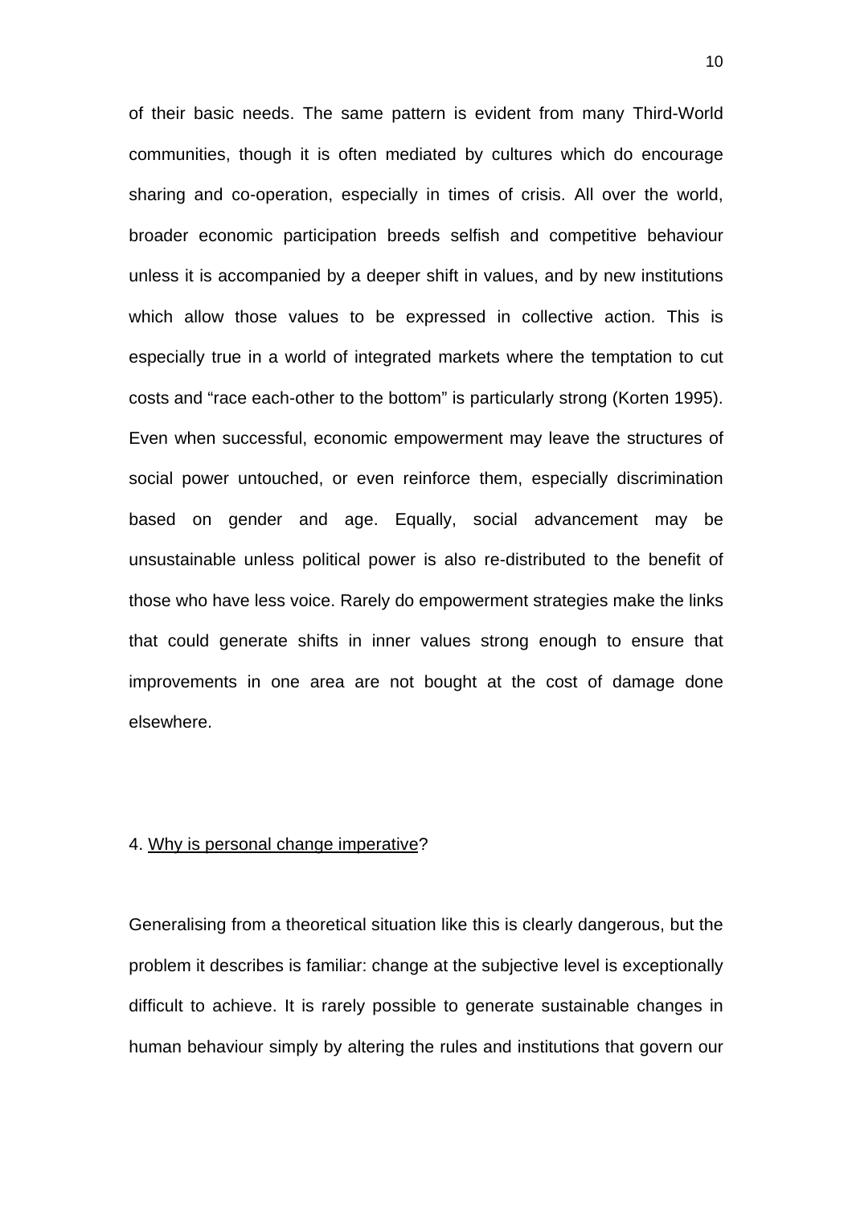of their basic needs. The same pattern is evident from many Third-World communities, though it is often mediated by cultures which do encourage sharing and co-operation, especially in times of crisis. All over the world, broader economic participation breeds selfish and competitive behaviour unless it is accompanied by a deeper shift in values, and by new institutions which allow those values to be expressed in collective action. This is especially true in a world of integrated markets where the temptation to cut costs and "race each-other to the bottom" is particularly strong (Korten 1995). Even when successful, economic empowerment may leave the structures of social power untouched, or even reinforce them, especially discrimination based on gender and age. Equally, social advancement may be unsustainable unless political power is also re-distributed to the benefit of those who have less voice. Rarely do empowerment strategies make the links that could generate shifts in inner values strong enough to ensure that improvements in one area are not bought at the cost of damage done elsewhere.

## 4. Why is personal change imperative?

Generalising from a theoretical situation like this is clearly dangerous, but the problem it describes is familiar: change at the subjective level is exceptionally difficult to achieve. It is rarely possible to generate sustainable changes in human behaviour simply by altering the rules and institutions that govern our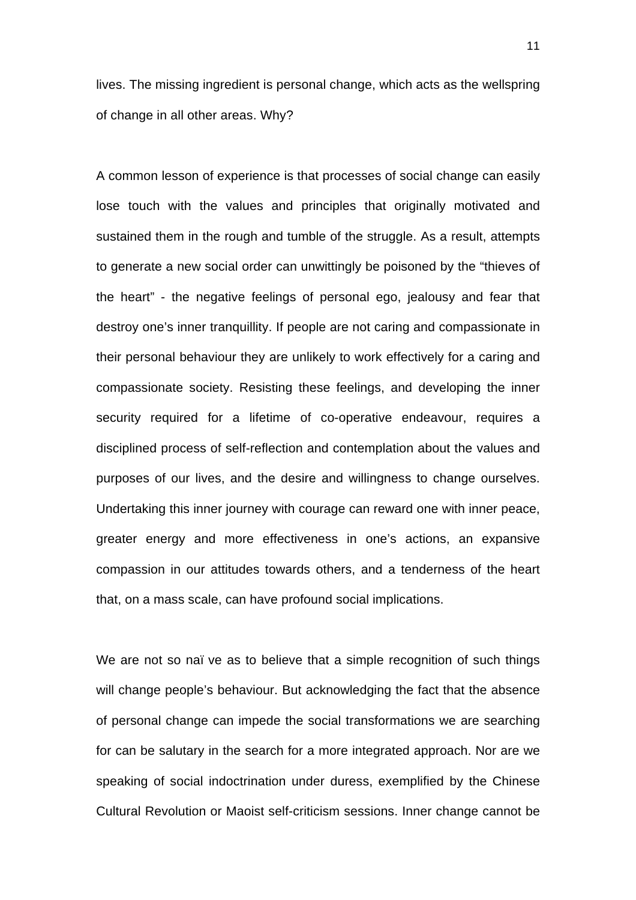lives. The missing ingredient is personal change, which acts as the wellspring of change in all other areas. Why?

A common lesson of experience is that processes of social change can easily lose touch with the values and principles that originally motivated and sustained them in the rough and tumble of the struggle. As a result, attempts to generate a new social order can unwittingly be poisoned by the "thieves of the heart" - the negative feelings of personal ego, jealousy and fear that destroy one's inner tranquillity. If people are not caring and compassionate in their personal behaviour they are unlikely to work effectively for a caring and compassionate society. Resisting these feelings, and developing the inner security required for a lifetime of co-operative endeavour, requires a disciplined process of self-reflection and contemplation about the values and purposes of our lives, and the desire and willingness to change ourselves. Undertaking this inner journey with courage can reward one with inner peace, greater energy and more effectiveness in one's actions, an expansive compassion in our attitudes towards others, and a tenderness of the heart that, on a mass scale, can have profound social implications.

We are not so naïve as to believe that a simple recognition of such things will change people's behaviour. But acknowledging the fact that the absence of personal change can impede the social transformations we are searching for can be salutary in the search for a more integrated approach. Nor are we speaking of social indoctrination under duress, exemplified by the Chinese Cultural Revolution or Maoist self-criticism sessions. Inner change cannot be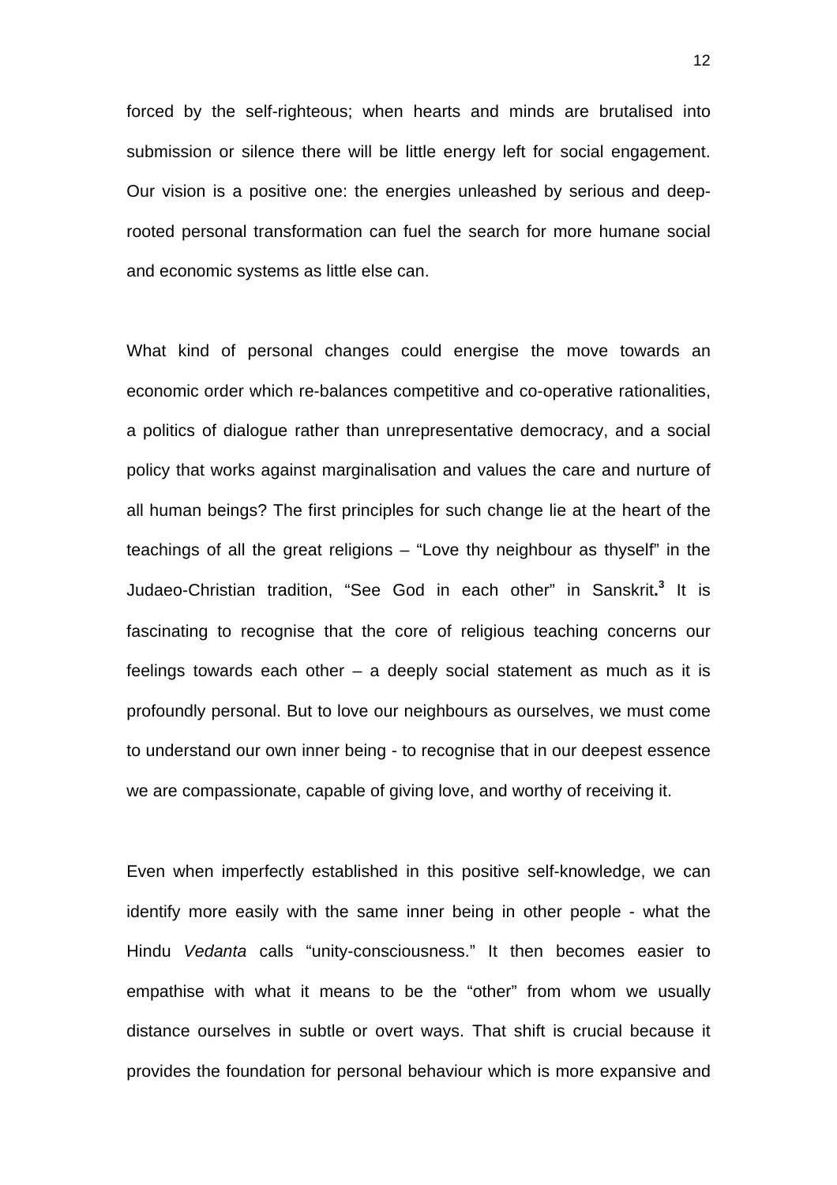forced by the self-righteous; when hearts and minds are brutalised into submission or silence there will be little energy left for social engagement. Our vision is a positive one: the energies unleashed by serious and deep-rooted personal transformation can fuel the search for more humane social and economic systems as little else can.

What kind of personal changes could energise the move towards an economic order which re-balances competitive and co-operative rationalities, a politics of dialogue rather than unrepresentative democracy, and a social policy that works against marginalisation and values the care and nurture of all human beings? The first principles for such change lie at the heart of the teachings of all the great religions – "Love thy neighbour as thyself" in the Judaeo-Christian tradition, "See God in each other" in Sanskrit.[3] It is fascinating to recognise that the core of religious teaching concerns our feelings towards each other – a deeply social statement as much as it is profoundly personal. But to love our neighbours as ourselves, we must come to understand our own inner being - to recognise that in our deepest essence we are compassionate, capable of giving love, and worthy of receiving it.

Even when imperfectly established in this positive self-knowledge, we can identify more easily with the same inner being in other people - what the Hindu *Vedanta* calls "unity-consciousness." It then becomes easier to empathise with what it means to be the "other" from whom we usually distance ourselves in subtle or overt ways. That shift is crucial because it provides the foundation for personal behaviour which is more expansive and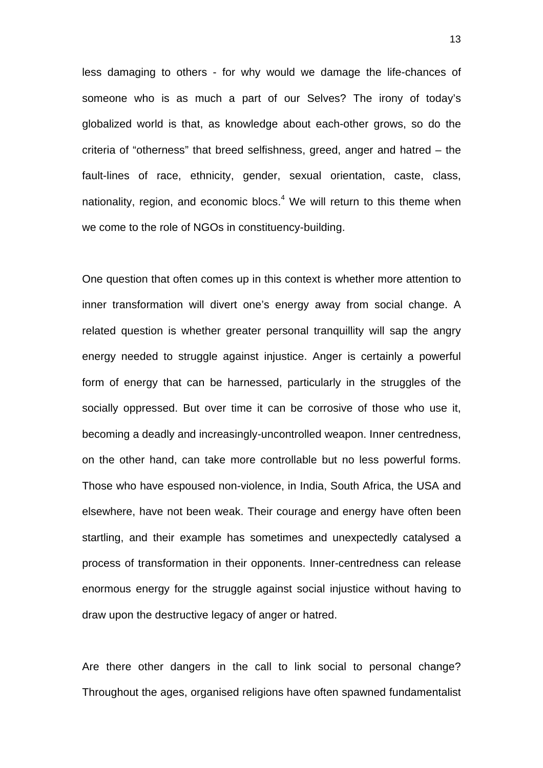less damaging to others - for why would we damage the life-chances of someone who is as much a part of our Selves? The irony of today's globalized world is that, as knowledge about each-other grows, so do the criteria of "otherness" that breed selfishness, greed, anger and hatred – the fault-lines of race, ethnicity, gender, sexual orientation, caste, class, nationality, region, and economic blocs.[4] We will return to this theme when we come to the role of NGOs in constituency-building.

One question that often comes up in this context is whether more attention to inner transformation will divert one's energy away from social change. A related question is whether greater personal tranquillity will sap the angry energy needed to struggle against injustice. Anger is certainly a powerful form of energy that can be harnessed, particularly in the struggles of the socially oppressed. But over time it can be corrosive of those who use it, becoming a deadly and increasingly-uncontrolled weapon. Inner centredness, on the other hand, can take more controllable but no less powerful forms. Those who have espoused non-violence, in India, South Africa, the USA and elsewhere, have not been weak. Their courage and energy have often been startling, and their example has sometimes and unexpectedly catalysed a process of transformation in their opponents. Inner-centredness can release enormous energy for the struggle against social injustice without having to draw upon the destructive legacy of anger or hatred.

Are there other dangers in the call to link social to personal change? Throughout the ages, organised religions have often spawned fundamentalist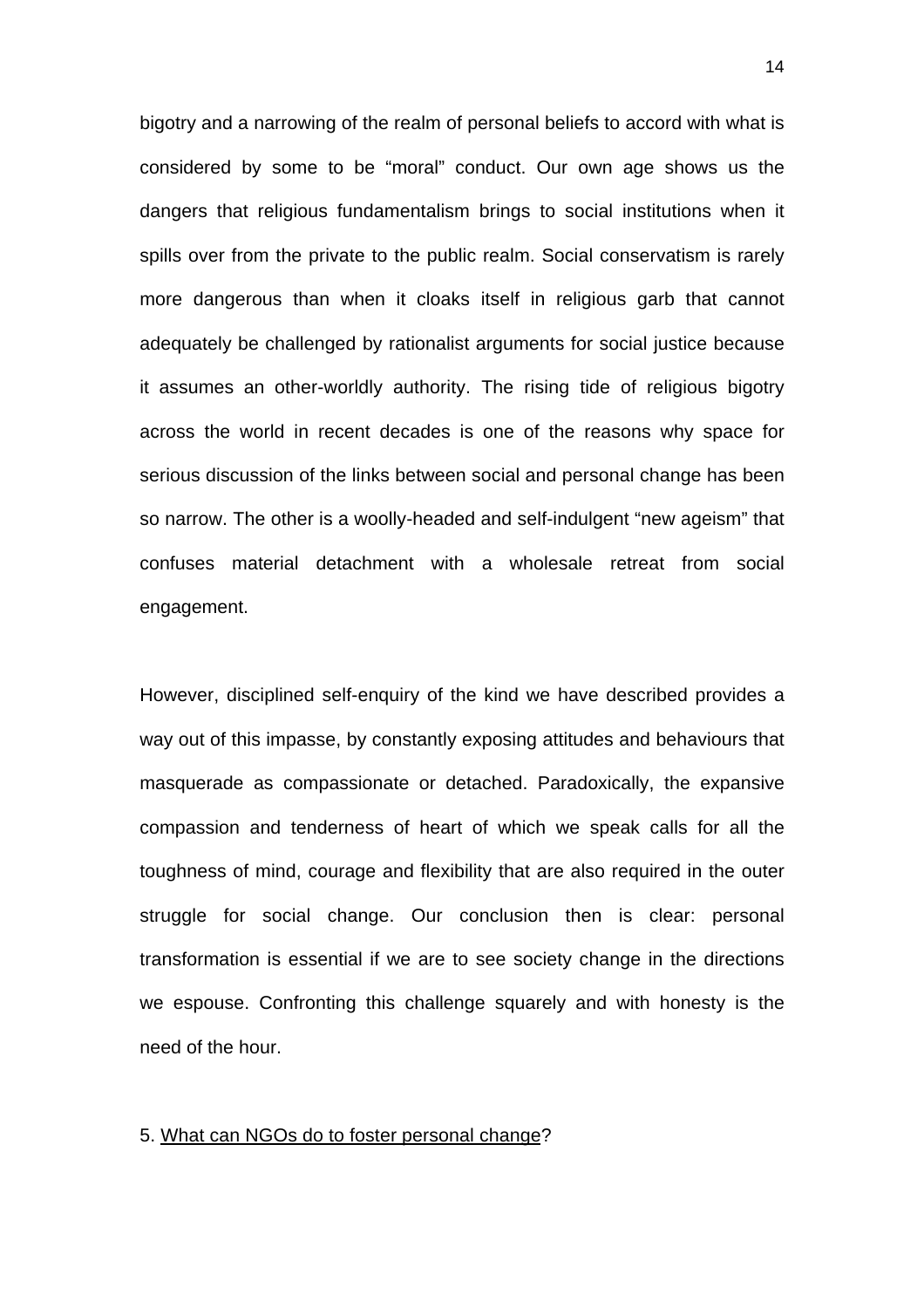bigotry and a narrowing of the realm of personal beliefs to accord with what is considered by some to be “moral” conduct. Our own age shows us the dangers that religious fundamentalism brings to social institutions when it spills over from the private to the public realm. Social conservatism is rarely more dangerous than when it cloaks itself in religious garb that cannot adequately be challenged by rationalist arguments for social justice because it assumes an other-worldly authority. The rising tide of religious bigotry across the world in recent decades is one of the reasons why space for serious discussion of the links between social and personal change has been so narrow. The other is a woolly-headed and self-indulgent “new ageism” that confuses material detachment with a wholesale retreat from social engagement.

However, disciplined self-enquiry of the kind we have described provides a way out of this impasse, by constantly exposing attitudes and behaviours that masquerade as compassionate or detached. Paradoxically, the expansive compassion and tenderness of heart of which we speak calls for all the toughness of mind, courage and flexibility that are also required in the outer struggle for social change. Our conclusion then is clear: personal transformation is essential if we are to see society change in the directions we espouse. Confronting this challenge squarely and with honesty is the need of the hour.

## 5. <u>What can NGOs do to foster personal change</u>?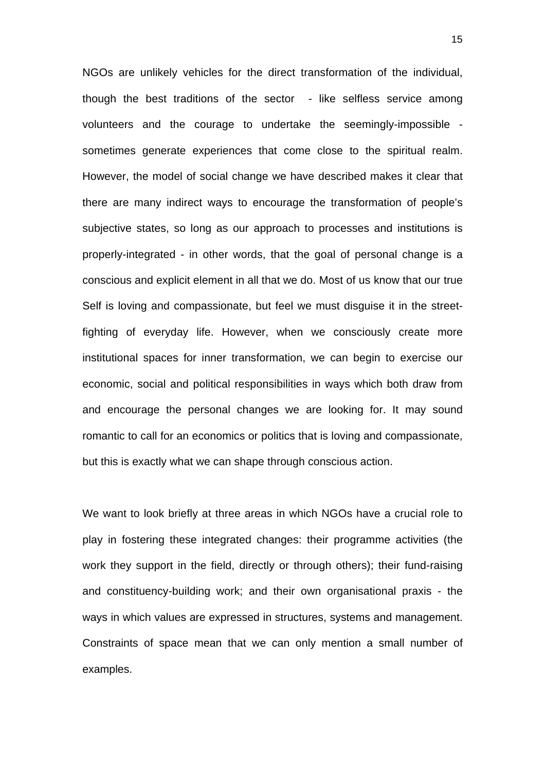NGOs are unlikely vehicles for the direct transformation of the individual, though the best traditions of the sector - like selfless service among volunteers and the courage to undertake the seemingly-impossible - sometimes generate experiences that come close to the spiritual realm. However, the model of social change we have described makes it clear that there are many indirect ways to encourage the transformation of people's subjective states, so long as our approach to processes and institutions is properly-integrated - in other words, that the goal of personal change is a conscious and explicit element in all that we do. Most of us know that our true Self is loving and compassionate, but feel we must disguise it in the street-fighting of everyday life. However, when we consciously create more institutional spaces for inner transformation, we can begin to exercise our economic, social and political responsibilities in ways which both draw from and encourage the personal changes we are looking for. It may sound romantic to call for an economics or politics that is loving and compassionate, but this is exactly what we can shape through conscious action.

We want to look briefly at three areas in which NGOs have a crucial role to play in fostering these integrated changes: their programme activities (the work they support in the field, directly or through others); their fund-raising and constituency-building work; and their own organisational praxis - the ways in which values are expressed in structures, systems and management. Constraints of space mean that we can only mention a small number of examples.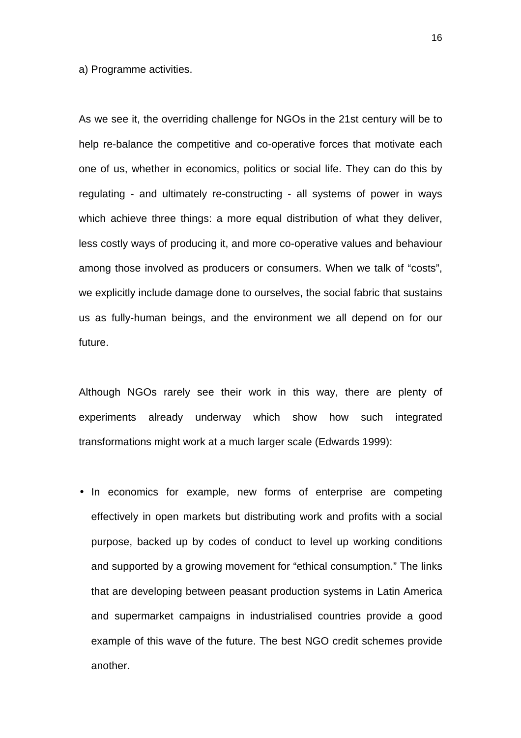a) Programme activities.

As we see it, the overriding challenge for NGOs in the 21st century will be to help re-balance the competitive and co-operative forces that motivate each one of us, whether in economics, politics or social life. They can do this by regulating - and ultimately re-constructing - all systems of power in ways which achieve three things: a more equal distribution of what they deliver, less costly ways of producing it, and more co-operative values and behaviour among those involved as producers or consumers. When we talk of “costs”, we explicitly include damage done to ourselves, the social fabric that sustains us as fully-human beings, and the environment we all depend on for our future.

Although NGOs rarely see their work in this way, there are plenty of experiments already underway which show how such integrated transformations might work at a much larger scale (Edwards 1999):

- In economics for example, new forms of enterprise are competing effectively in open markets but distributing work and profits with a social purpose, backed up by codes of conduct to level up working conditions and supported by a growing movement for “ethical consumption.” The links that are developing between peasant production systems in Latin America and supermarket campaigns in industrialised countries provide a good example of this wave of the future. The best NGO credit schemes provide another.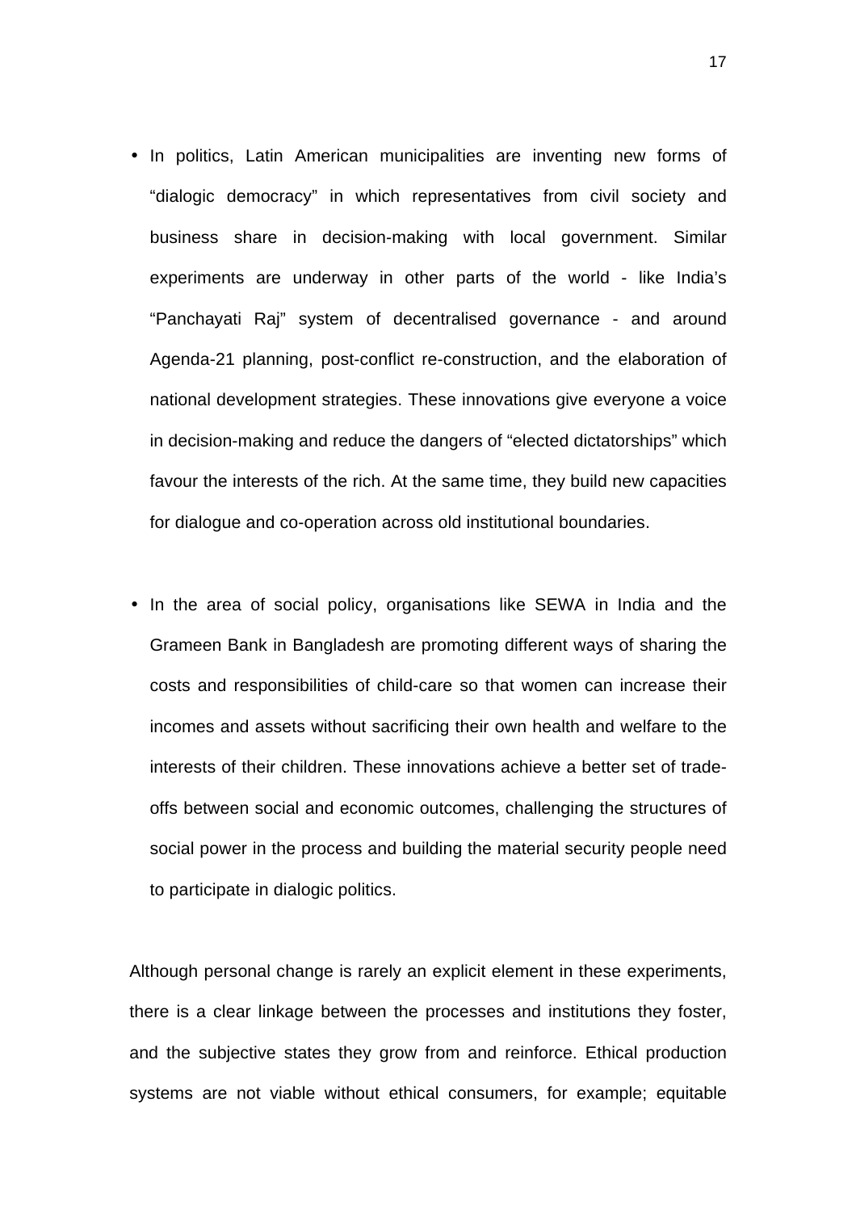- In politics, Latin American municipalities are inventing new forms of “dialogic democracy” in which representatives from civil society and business share in decision-making with local government. Similar experiments are underway in other parts of the world - like India’s “Panchayati Raj” system of decentralised governance - and around Agenda-21 planning, post-conflict re-construction, and the elaboration of national development strategies. These innovations give everyone a voice in decision-making and reduce the dangers of “elected dictatorships” which favour the interests of the rich. At the same time, they build new capacities for dialogue and co-operation across old institutional boundaries.

- In the area of social policy, organisations like SEWA in India and the Grameen Bank in Bangladesh are promoting different ways of sharing the costs and responsibilities of child-care so that women can increase their incomes and assets without sacrificing their own health and welfare to the interests of their children. These innovations achieve a better set of trade-offs between social and economic outcomes, challenging the structures of social power in the process and building the material security people need to participate in dialogic politics.

Although personal change is rarely an explicit element in these experiments, there is a clear linkage between the processes and institutions they foster, and the subjective states they grow from and reinforce. Ethical production systems are not viable without ethical consumers, for example; equitable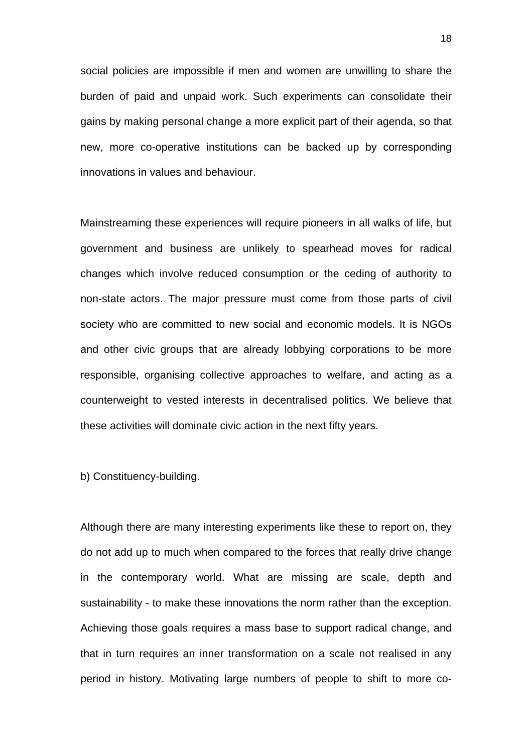social policies are impossible if men and women are unwilling to share the burden of paid and unpaid work. Such experiments can consolidate their gains by making personal change a more explicit part of their agenda, so that new, more co-operative institutions can be backed up by corresponding innovations in values and behaviour.

Mainstreaming these experiences will require pioneers in all walks of life, but government and business are unlikely to spearhead moves for radical changes which involve reduced consumption or the ceding of authority to non-state actors. The major pressure must come from those parts of civil society who are committed to new social and economic models. It is NGOs and other civic groups that are already lobbying corporations to be more responsible, organising collective approaches to welfare, and acting as a counterweight to vested interests in decentralised politics. We believe that these activities will dominate civic action in the next fifty years.

b) Constituency-building.

Although there are many interesting experiments like these to report on, they do not add up to much when compared to the forces that really drive change in the contemporary world. What are missing are scale, depth and sustainability - to make these innovations the norm rather than the exception. Achieving those goals requires a mass base to support radical change, and that in turn requires an inner transformation on a scale not realised in any period in history. Motivating large numbers of people to shift to more co-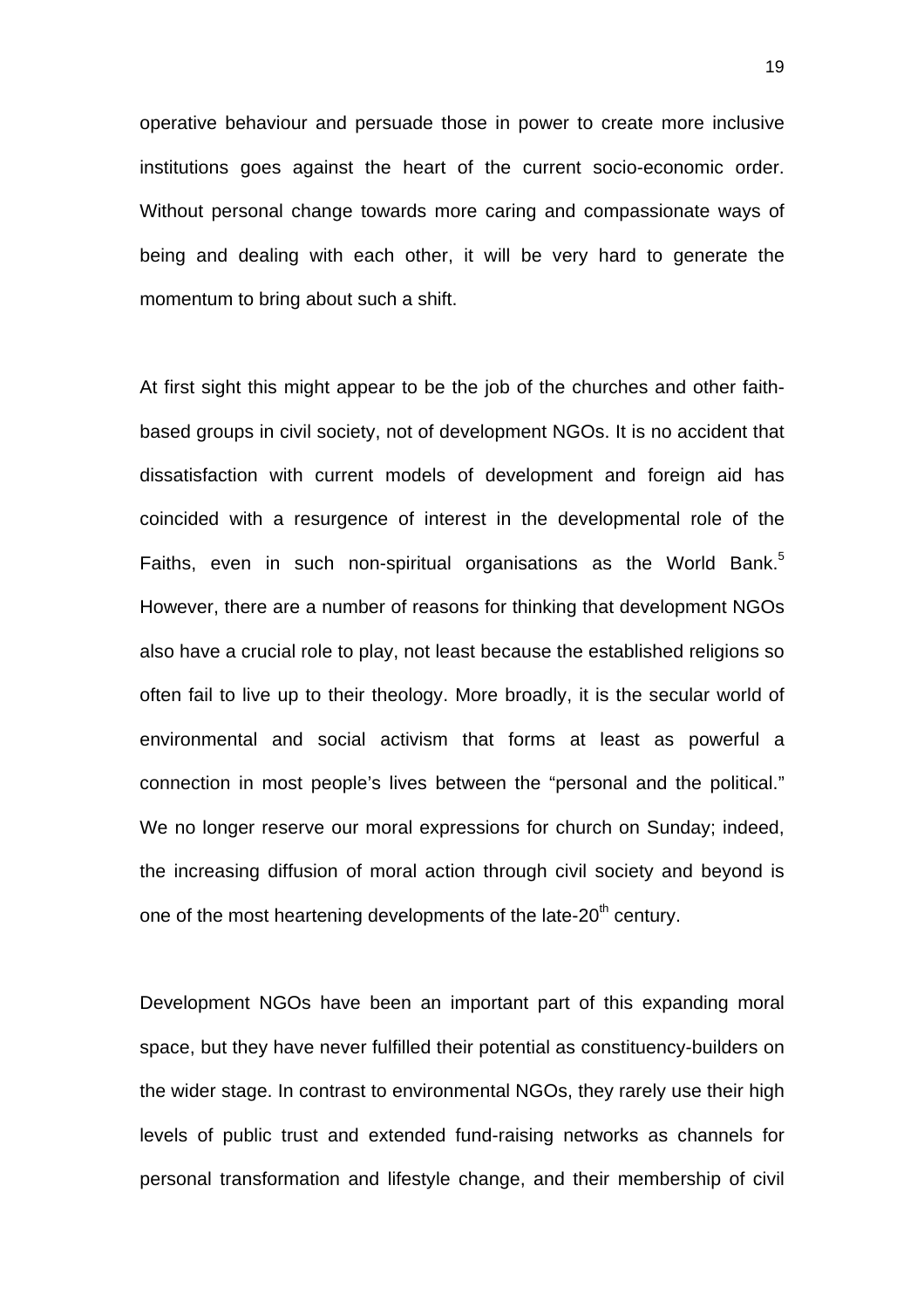operative behaviour and persuade those in power to create more inclusive institutions goes against the heart of the current socio-economic order. Without personal change towards more caring and compassionate ways of being and dealing with each other, it will be very hard to generate the momentum to bring about such a shift.

At first sight this might appear to be the job of the churches and other faith-based groups in civil society, not of development NGOs. It is no accident that dissatisfaction with current models of development and foreign aid has coincided with a resurgence of interest in the developmental role of the Faiths, even in such non-spiritual organisations as the World Bank.[5] However, there are a number of reasons for thinking that development NGOs also have a crucial role to play, not least because the established religions so often fail to live up to their theology. More broadly, it is the secular world of environmental and social activism that forms at least as powerful a connection in most people's lives between the "personal and the political." We no longer reserve our moral expressions for church on Sunday; indeed, the increasing diffusion of moral action through civil society and beyond is one of the most heartening developments of the late-20th century.

Development NGOs have been an important part of this expanding moral space, but they have never fulfilled their potential as constituency-builders on the wider stage. In contrast to environmental NGOs, they rarely use their high levels of public trust and extended fund-raising networks as channels for personal transformation and lifestyle change, and their membership of civil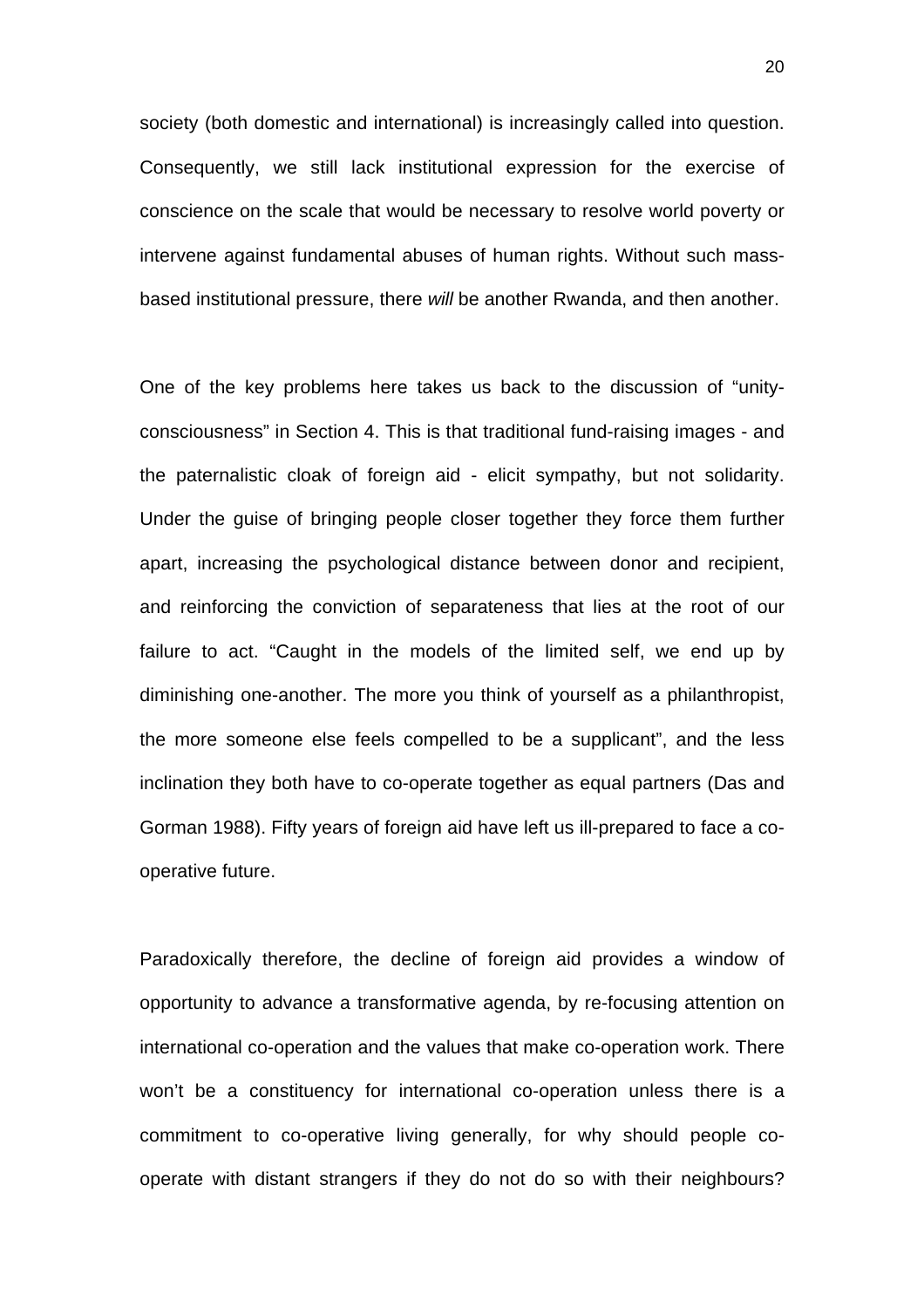society (both domestic and international) is increasingly called into question. Consequently, we still lack institutional expression for the exercise of conscience on the scale that would be necessary to resolve world poverty or intervene against fundamental abuses of human rights. Without such mass-based institutional pressure, there *will* be another Rwanda, and then another.

One of the key problems here takes us back to the discussion of "unity-consciousness" in Section 4. This is that traditional fund-raising images - and the paternalistic cloak of foreign aid - elicit sympathy, but not solidarity. Under the guise of bringing people closer together they force them further apart, increasing the psychological distance between donor and recipient, and reinforcing the conviction of separateness that lies at the root of our failure to act. "Caught in the models of the limited self, we end up by diminishing one-another. The more you think of yourself as a philanthropist, the more someone else feels compelled to be a supplicant", and the less inclination they both have to co-operate together as equal partners (Das and Gorman 1988). Fifty years of foreign aid have left us ill-prepared to face a co-operative future.

Paradoxically therefore, the decline of foreign aid provides a window of opportunity to advance a transformative agenda, by re-focusing attention on international co-operation and the values that make co-operation work. There won't be a constituency for international co-operation unless there is a commitment to co-operative living generally, for why should people co-operate with distant strangers if they do not do so with their neighbours?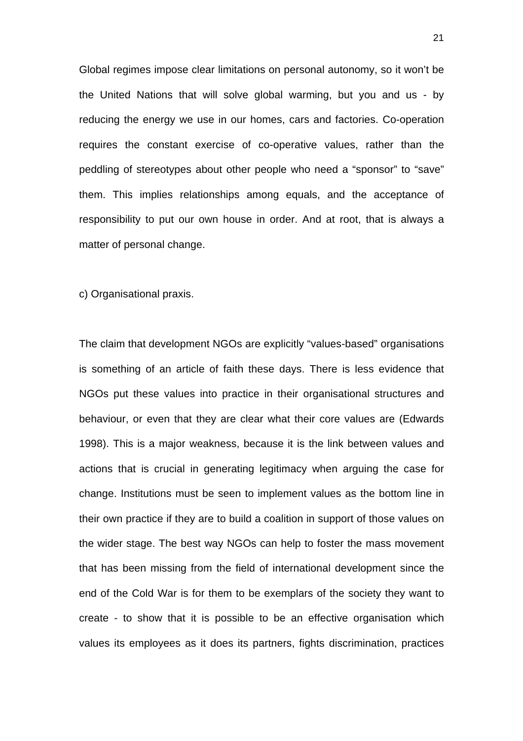Global regimes impose clear limitations on personal autonomy, so it won't be the United Nations that will solve global warming, but you and us - by reducing the energy we use in our homes, cars and factories. Co-operation requires the constant exercise of co-operative values, rather than the peddling of stereotypes about other people who need a "sponsor" to "save" them. This implies relationships among equals, and the acceptance of responsibility to put our own house in order. And at root, that is always a matter of personal change.

c) Organisational praxis.

The claim that development NGOs are explicitly "values-based" organisations is something of an article of faith these days. There is less evidence that NGOs put these values into practice in their organisational structures and behaviour, or even that they are clear what their core values are (Edwards 1998). This is a major weakness, because it is the link between values and actions that is crucial in generating legitimacy when arguing the case for change. Institutions must be seen to implement values as the bottom line in their own practice if they are to build a coalition in support of those values on the wider stage. The best way NGOs can help to foster the mass movement that has been missing from the field of international development since the end of the Cold War is for them to be exemplars of the society they want to create - to show that it is possible to be an effective organisation which values its employees as it does its partners, fights discrimination, practices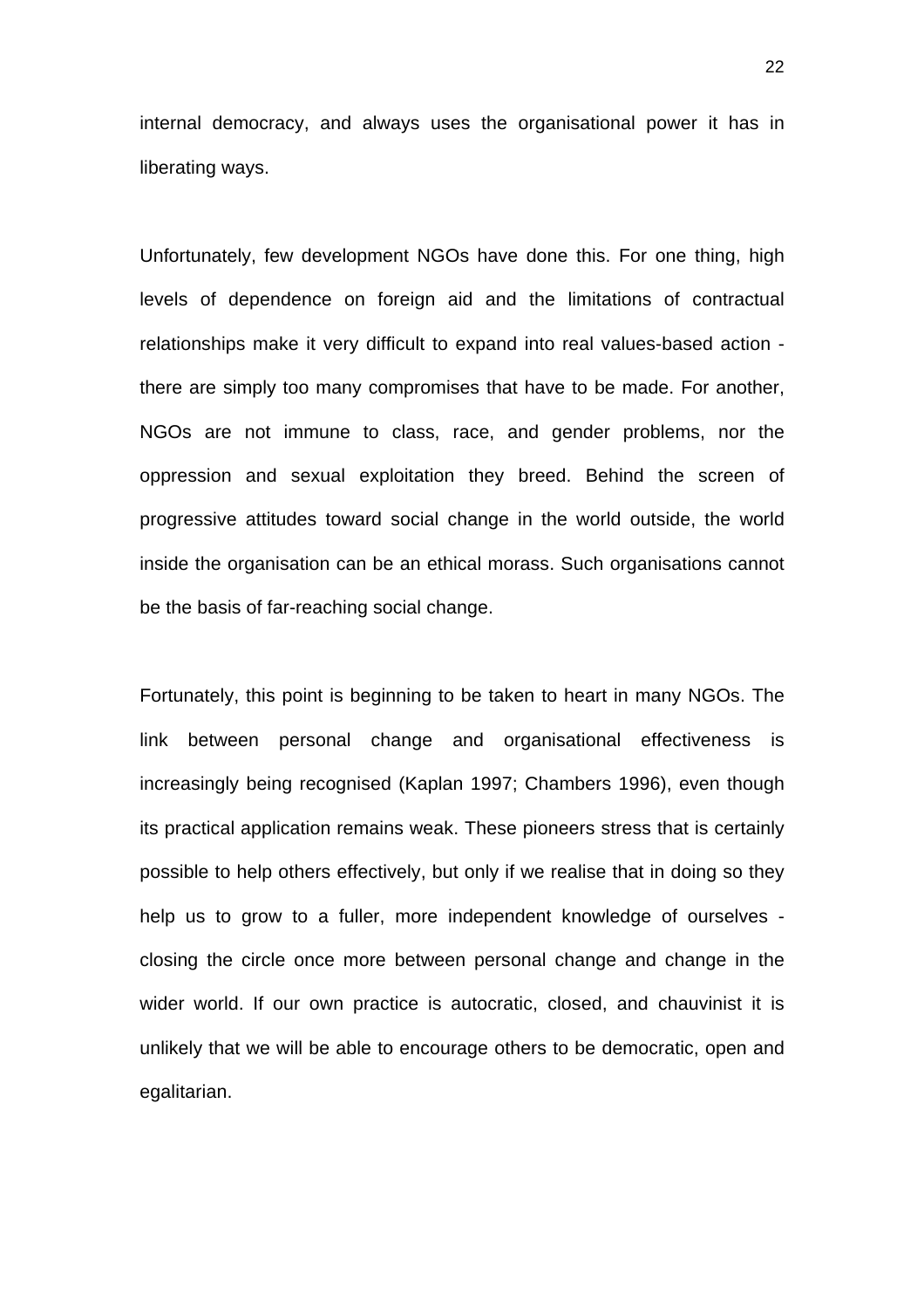internal democracy, and always uses the organisational power it has in liberating ways.

Unfortunately, few development NGOs have done this. For one thing, high levels of dependence on foreign aid and the limitations of contractual relationships make it very difficult to expand into real values-based action - there are simply too many compromises that have to be made. For another, NGOs are not immune to class, race, and gender problems, nor the oppression and sexual exploitation they breed. Behind the screen of progressive attitudes toward social change in the world outside, the world inside the organisation can be an ethical morass. Such organisations cannot be the basis of far-reaching social change.

Fortunately, this point is beginning to be taken to heart in many NGOs. The link between personal change and organisational effectiveness is increasingly being recognised (Kaplan 1997; Chambers 1996), even though its practical application remains weak. These pioneers stress that is certainly possible to help others effectively, but only if we realise that in doing so they help us to grow to a fuller, more independent knowledge of ourselves - closing the circle once more between personal change and change in the wider world. If our own practice is autocratic, closed, and chauvinist it is unlikely that we will be able to encourage others to be democratic, open and egalitarian.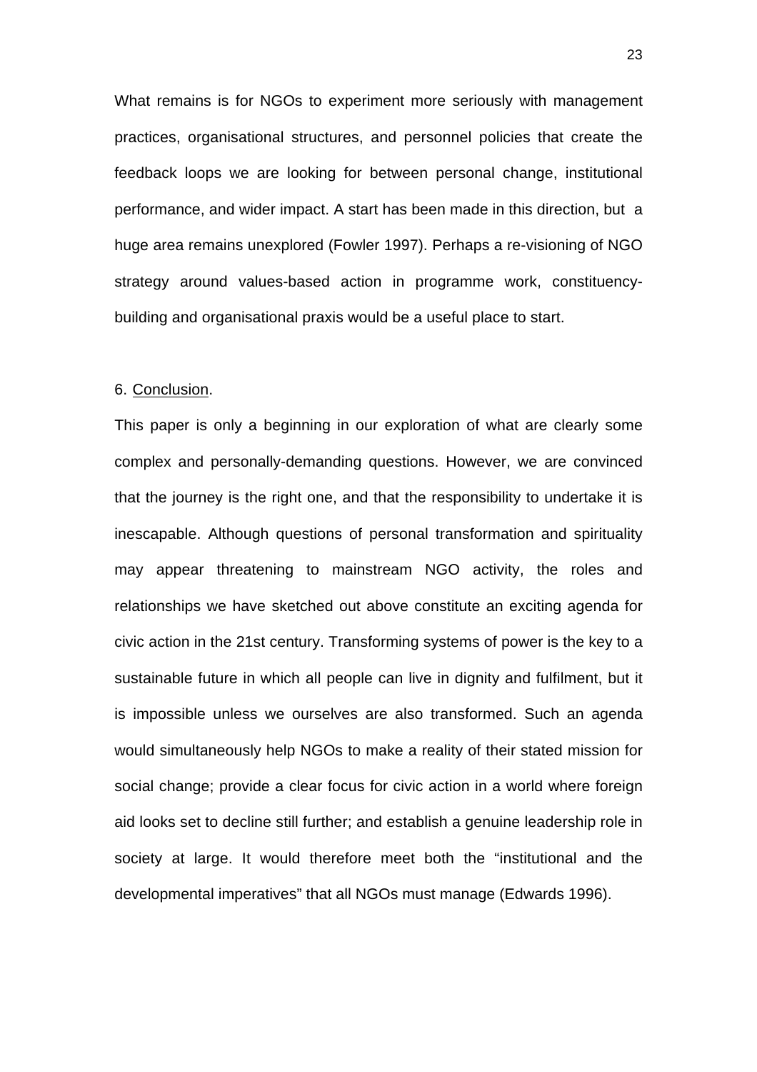What remains is for NGOs to experiment more seriously with management practices, organisational structures, and personnel policies that create the feedback loops we are looking for between personal change, institutional performance, and wider impact. A start has been made in this direction, but a huge area remains unexplored (Fowler 1997). Perhaps a re-visioning of NGO strategy around values-based action in programme work, constituency-building and organisational praxis would be a useful place to start.

## 6. Conclusion.

This paper is only a beginning in our exploration of what are clearly some complex and personally-demanding questions. However, we are convinced that the journey is the right one, and that the responsibility to undertake it is inescapable. Although questions of personal transformation and spirituality may appear threatening to mainstream NGO activity, the roles and relationships we have sketched out above constitute an exciting agenda for civic action in the 21st century. Transforming systems of power is the key to a sustainable future in which all people can live in dignity and fulfilment, but it is impossible unless we ourselves are also transformed. Such an agenda would simultaneously help NGOs to make a reality of their stated mission for social change; provide a clear focus for civic action in a world where foreign aid looks set to decline still further; and establish a genuine leadership role in society at large. It would therefore meet both the "institutional and the developmental imperatives" that all NGOs must manage (Edwards 1996).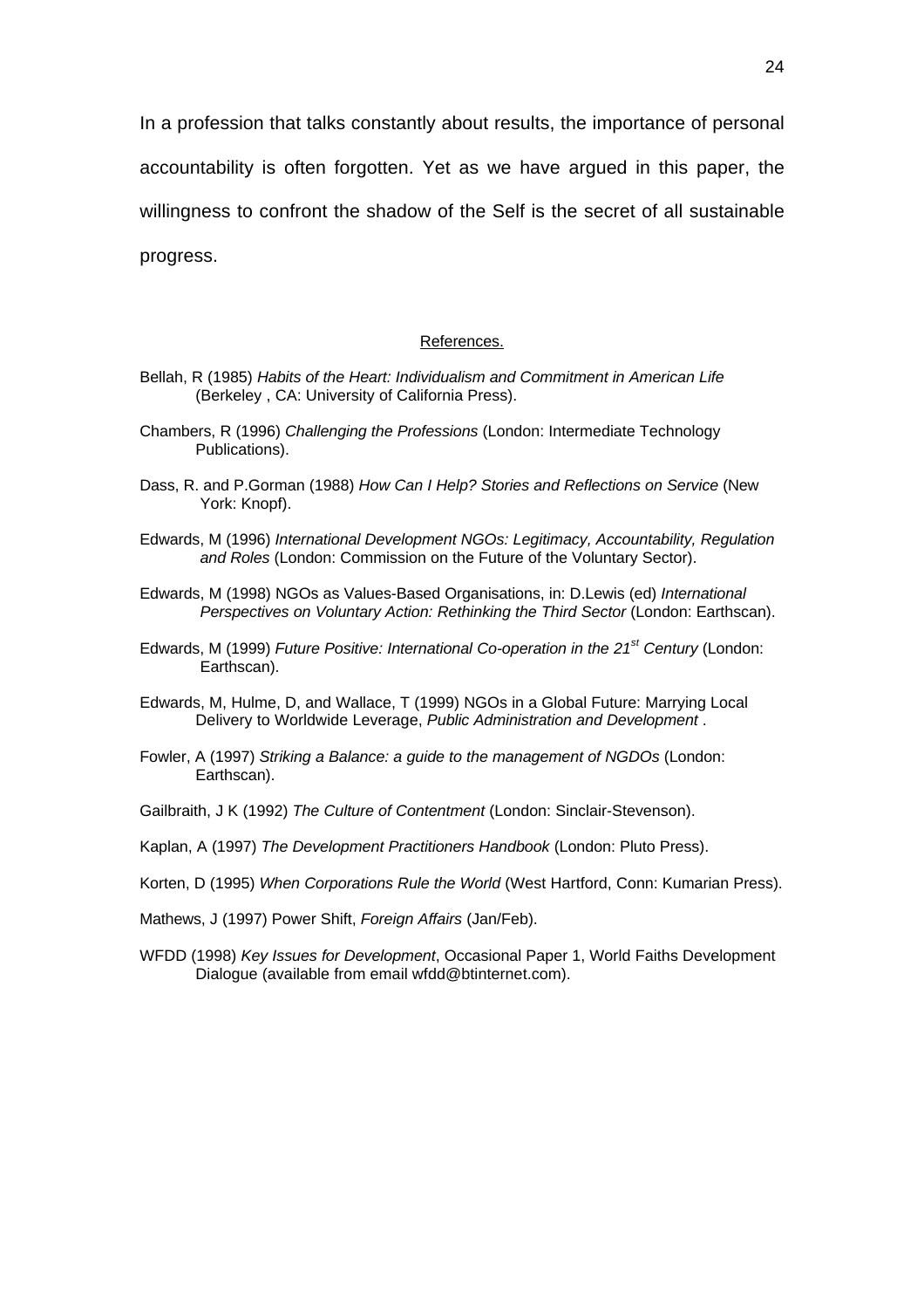In a profession that talks constantly about results, the importance of personal accountability is often forgotten. Yet as we have argued in this paper, the willingness to confront the shadow of the Self is the secret of all sustainable progress.

## References.

Bellah, R (1985) *Habits of the Heart: Individualism and Commitment in American Life* (Berkeley , CA: University of California Press).

Chambers, R (1996) *Challenging the Professions* (London: Intermediate Technology Publications).

Dass, R. and P.Gorman (1988) *How Can I Help? Stories and Reflections on Service* (New York: Knopf).

Edwards, M (1996) *International Development NGOs: Legitimacy, Accountability, Regulation and Roles* (London: Commission on the Future of the Voluntary Sector).

Edwards, M (1998) NGOs as Values-Based Organisations, in: D.Lewis (ed) *International Perspectives on Voluntary Action: Rethinking the Third Sector* (London: Earthscan).

Edwards, M (1999) *Future Positive: International Co-operation in the 21st Century* (London: Earthscan).

Edwards, M, Hulme, D, and Wallace, T (1999) NGOs in a Global Future: Marrying Local Delivery to Worldwide Leverage, *Public Administration and Development* .

Fowler, A (1997) *Striking a Balance: a guide to the management of NGDOs* (London: Earthscan).

Gailbraith, J K (1992) *The Culture of Contentment* (London: Sinclair-Stevenson).

Kaplan, A (1997) *The Development Practitioners Handbook* (London: Pluto Press).

Korten, D (1995) *When Corporations Rule the World* (West Hartford, Conn: Kumarian Press).

Mathews, J (1997) Power Shift, *Foreign Affairs* (Jan/Feb).

WFDD (1998) *Key Issues for Development*, Occasional Paper 1, World Faiths Development Dialogue (available from email wfdd@btinternet.com).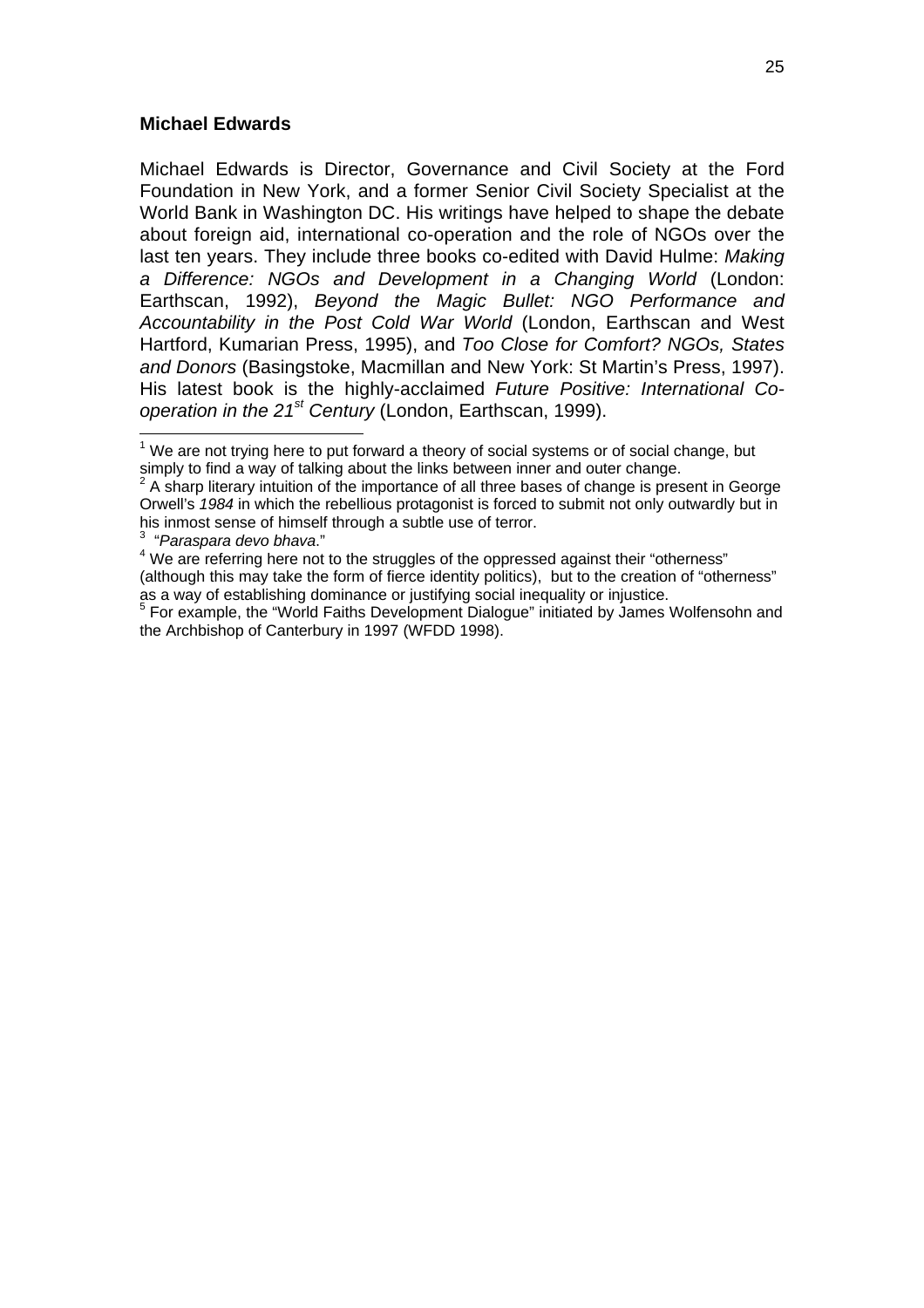**Michael Edwards**

Michael Edwards is Director, Governance and Civil Society at the Ford Foundation in New York, and a former Senior Civil Society Specialist at the World Bank in Washington DC. His writings have helped to shape the debate about foreign aid, international co-operation and the role of NGOs over the last ten years. They include three books co-edited with David Hulme: *Making a Difference: NGOs and Development in a Changing World* (London: Earthscan, 1992), *Beyond the Magic Bullet: NGO Performance and Accountability in the Post Cold War World* (London, Earthscan and West Hartford, Kumarian Press, 1995), and *Too Close for Comfort? NGOs, States and Donors* (Basingstoke, Macmillan and New York: St Martin's Press, 1997). His latest book is the highly-acclaimed *Future Positive: International Co-operation in the 21st Century* (London, Earthscan, 1999).

---

[1] We are not trying here to put forward a theory of social systems or of social change, but simply to find a way of talking about the links between inner and outer change.

[2] A sharp literary intuition of the importance of all three bases of change is present in George Orwell's *1984* in which the rebellious protagonist is forced to submit not only outwardly but in his inmost sense of himself through a subtle use of terror.

[3] "*Paraspara devo bhava*."

[4] We are referring here not to the struggles of the oppressed against their "otherness" (although this may take the form of fierce identity politics), but to the creation of "otherness" as a way of establishing dominance or justifying social inequality or injustice.

[5] For example, the "World Faiths Development Dialogue" initiated by James Wolfensohn and the Archbishop of Canterbury in 1997 (WFDD 1998).